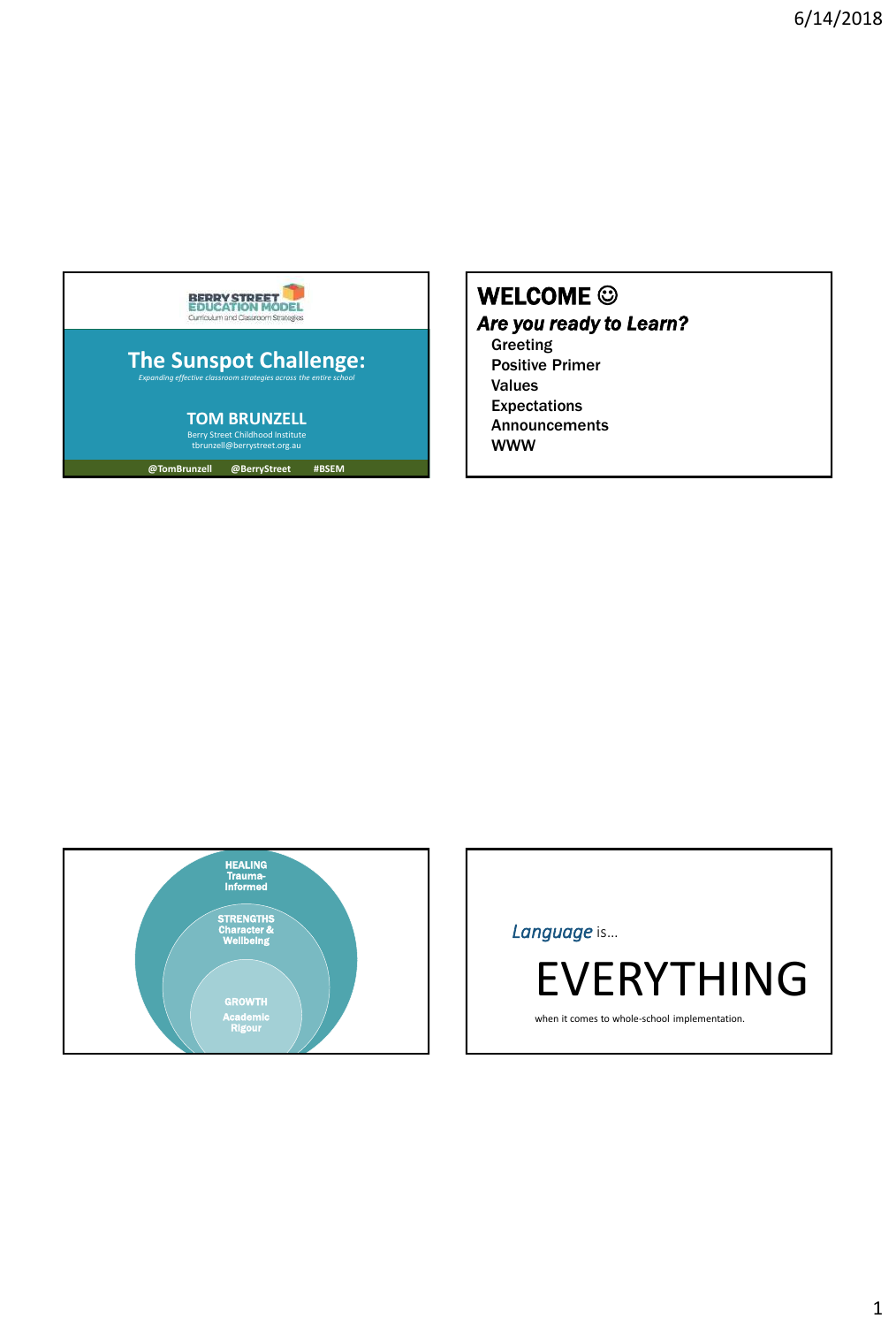BERRY STREET EDUCATION MODEL
Curriculum and Classroom Strategies

# The Sunspot Challenge:

*Expanding effective classroom strategies across the entire school*

**TOM BRUNZELL**

Berry Street Childhood Institute
tbrunzell@berrystreet.org.au

@TomBrunzell @BerryStreet #BSEM

---

# WELCOME ☺

## *Are you ready to Learn?*

- Greeting
- Positive Primer
- Values
- Expectations
- Announcements
- WWW

---

HEALING
Trauma-Informed

STRENGTHS
Character & Wellbeing

GROWTH
Academic Rigour

---

*Language* is…

# EVERYTHING

when it comes to whole-school implementation.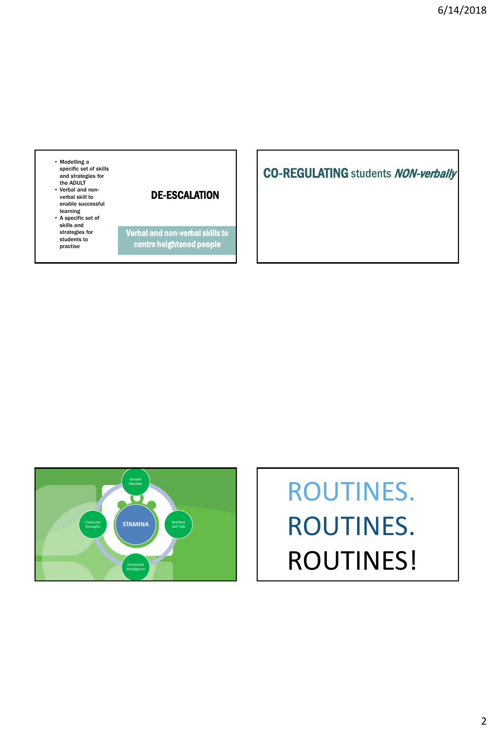- Modelling a specific set of skills and strategies for the ADULT
- Verbal and non-verbal skill to enable successful learning
- A specific set of skills and strategies for students to practise

## DE-ESCALATION

**Verbal and non-verbal skills to centre heightened people**

---

## **CO-REGULATING** students ***NON-verbally***

---

STAMINA

Growth Mindset

Resilient Self-Talk

Emotional Intelligence

Character Strengths

---

# ROUTINES.
# ROUTINES.
# ROUTINES!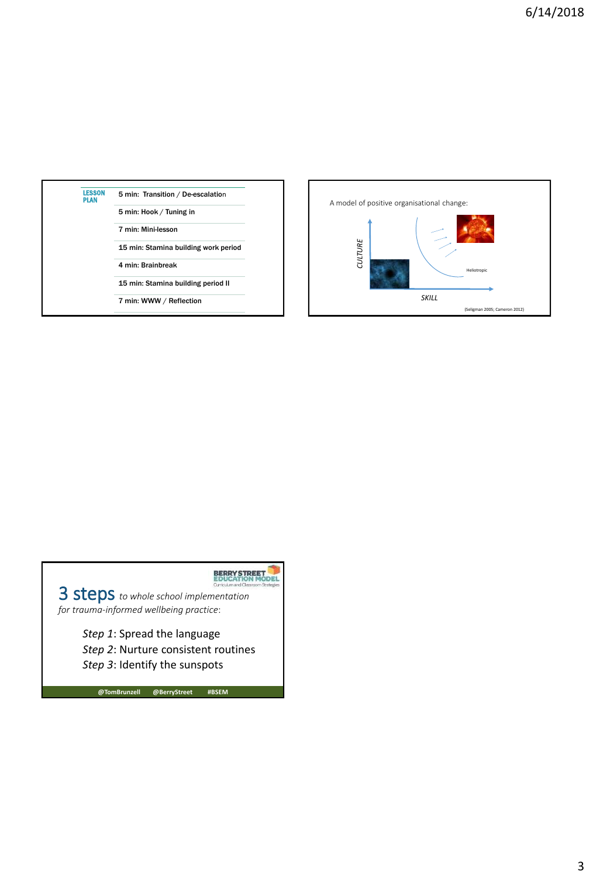**LESSON PLAN**

- 5 min: Transition / De-escalation
- 5 min: Hook / Tuning in
- 7 min: Mini-lesson
- 15 min: Stamina building work period
- 4 min: Brainbreak
- 15 min: Stamina building period II
- 7 min: WWW / Reflection

A model of positive organisational change:

CULTURE

SKILL

Heliotropic

(Seligman 2005; Cameron 2012)

BERRY STREET EDUCATION MODEL
Curriculum and Classroom Strategies

## 3 steps *to whole school implementation for trauma-informed wellbeing practice*:

*Step 1*: Spread the language
*Step 2*: Nurture consistent routines
*Step 3*: Identify the sunspots

@TomBrunzell @BerryStreet #BSEM